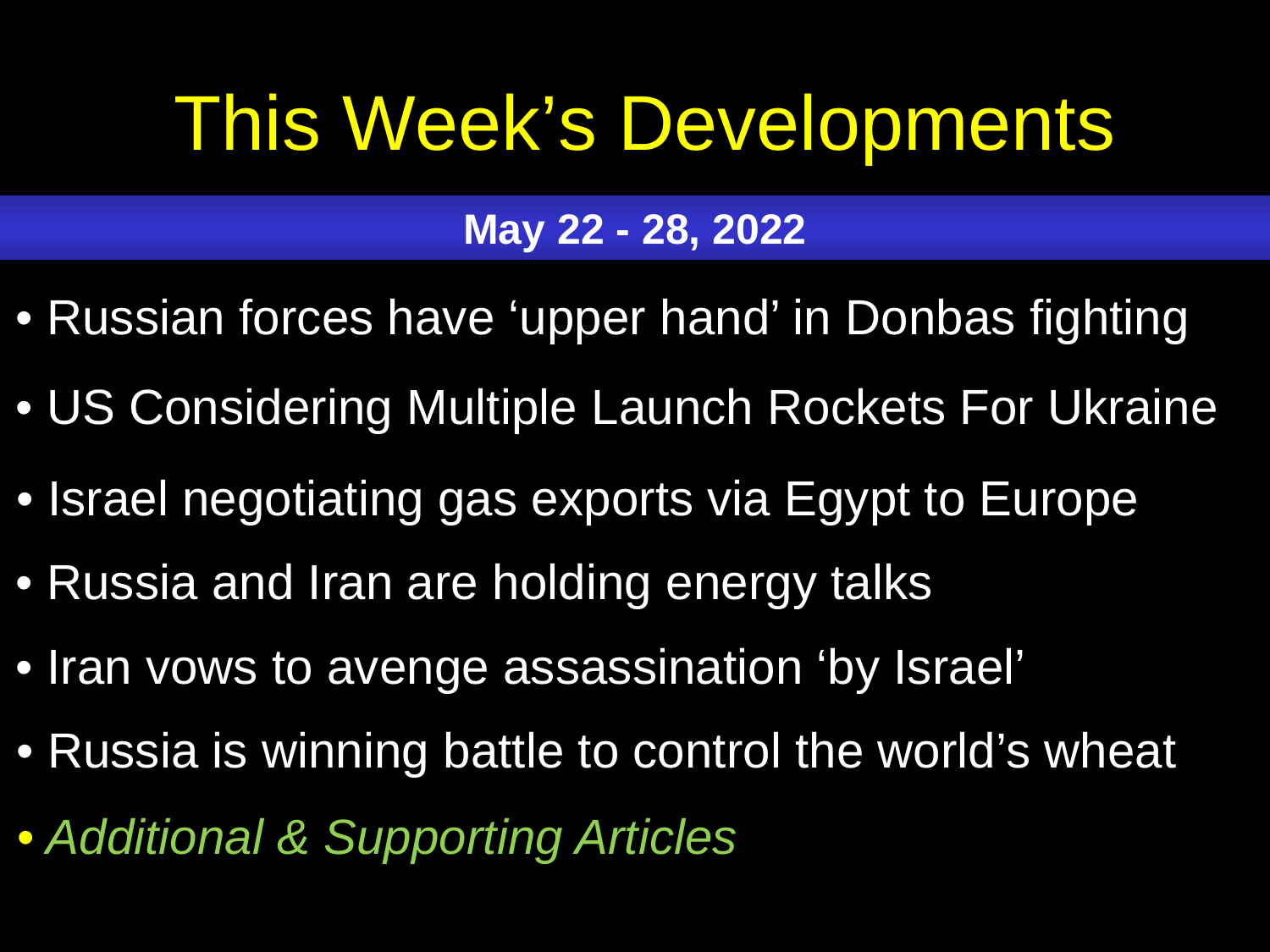# This Week's Developments

**May 22 - 28, 2022**

- Russian forces have 'upper hand' in Donbas fighting
- US Considering Multiple Launch Rockets For Ukraine
- Israel negotiating gas exports via Egypt to Europe
- Russia and Iran are holding energy talks
- Iran vows to avenge assassination 'by Israel'
- Russia is winning battle to control the world's wheat
- *Additional & Supporting Articles*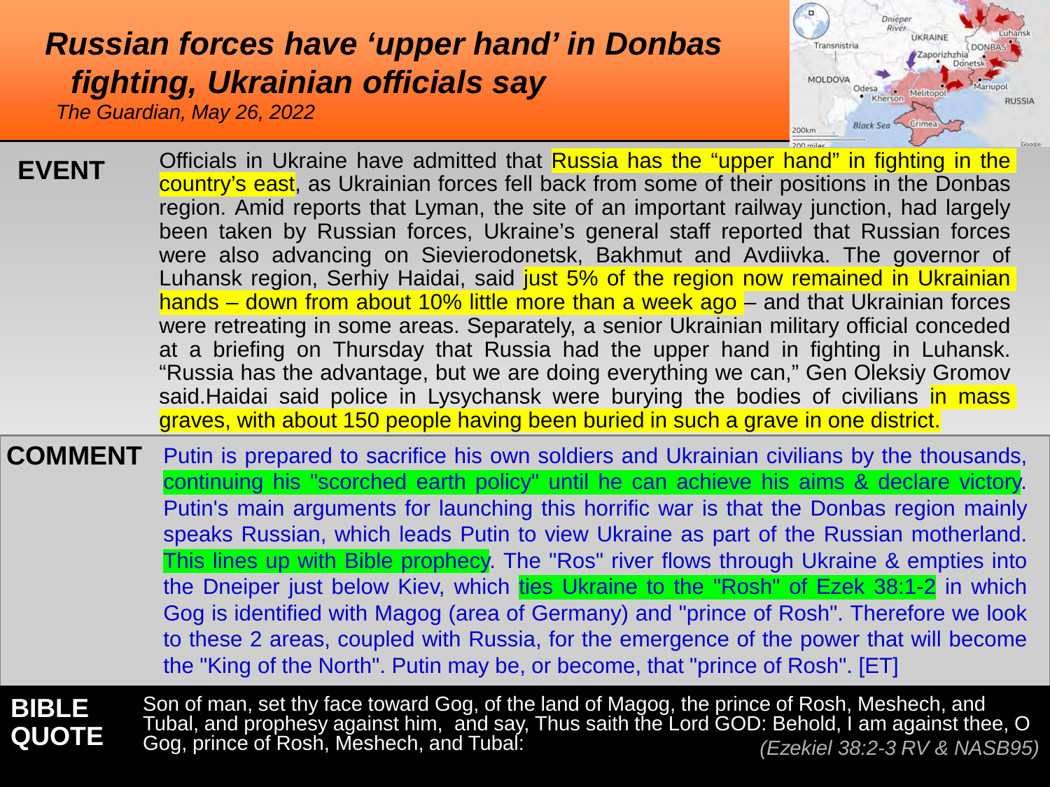# *Russian forces have 'upper hand' in Donbas fighting, Ukrainian officials say*

*The Guardian, May 26, 2022*

**EVENT**

Officials in Ukraine have admitted that Russia has the "upper hand" in fighting in the country's east, as Ukrainian forces fell back from some of their positions in the Donbas region. Amid reports that Lyman, the site of an important railway junction, had largely been taken by Russian forces, Ukraine's general staff reported that Russian forces were also advancing on Sievierodonetsk, Bakhmut and Avdiivka. The governor of Luhansk region, Serhiy Haidai, said just 5% of the region now remained in Ukrainian hands – down from about 10% little more than a week ago – and that Ukrainian forces were retreating in some areas. Separately, a senior Ukrainian military official conceded at a briefing on Thursday that Russia had the upper hand in fighting in Luhansk. "Russia has the advantage, but we are doing everything we can," Gen Oleksiy Gromov said.Haidai said police in Lysychansk were burying the bodies of civilians in mass graves, with about 150 people having been buried in such a grave in one district.

**COMMENT**

Putin is prepared to sacrifice his own soldiers and Ukrainian civilians by the thousands, continuing his "scorched earth policy" until he can achieve his aims & declare victory. Putin's main arguments for launching this horrific war is that the Donbas region mainly speaks Russian, which leads Putin to view Ukraine as part of the Russian motherland. This lines up with Bible prophecy. The "Ros" river flows through Ukraine & empties into the Dneiper just below Kiev, which ties Ukraine to the "Rosh" of Ezek 38:1-2 in which Gog is identified with Magog (area of Germany) and "prince of Rosh". Therefore we look to these 2 areas, coupled with Russia, for the emergence of the power that will become the "King of the North". Putin may be, or become, that "prince of Rosh". [ET]

**BIBLE QUOTE**

Son of man, set thy face toward Gog, of the land of Magog, the prince of Rosh, Meshech, and Tubal, and prophesy against him, and say, Thus saith the Lord GOD: Behold, I am against thee, O Gog, prince of Rosh, Meshech, and Tubal:

*(Ezekiel 38:2-3 RV & NASB95)*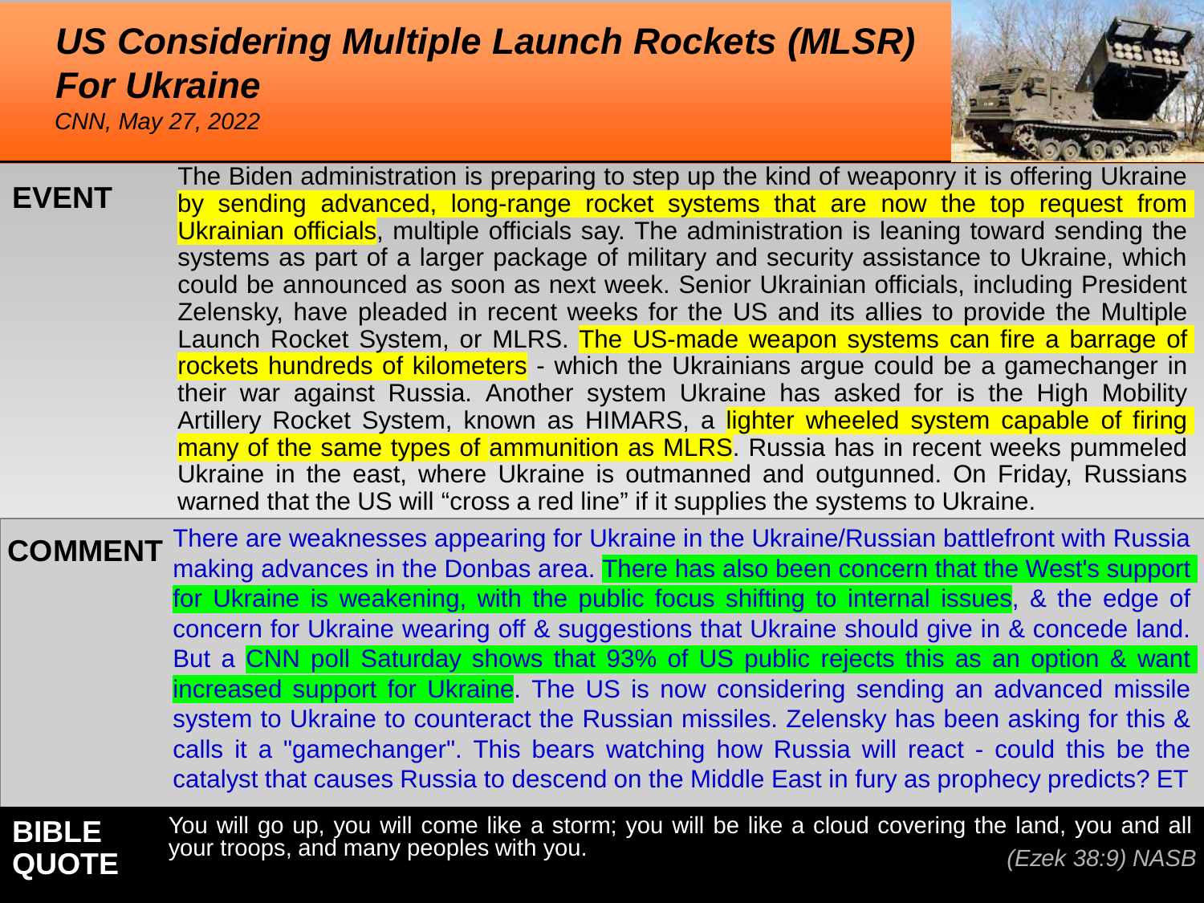# US Considering Multiple Launch Rockets (MLSR) For Ukraine

*CNN, May 27, 2022*

**EVENT**

The Biden administration is preparing to step up the kind of weaponry it is offering Ukraine by sending advanced, long-range rocket systems that are now the top request from Ukrainian officials, multiple officials say. The administration is leaning toward sending the systems as part of a larger package of military and security assistance to Ukraine, which could be announced as soon as next week. Senior Ukrainian officials, including President Zelensky, have pleaded in recent weeks for the US and its allies to provide the Multiple Launch Rocket System, or MLRS. The US-made weapon systems can fire a barrage of rockets hundreds of kilometers - which the Ukrainians argue could be a gamechanger in their war against Russia. Another system Ukraine has asked for is the High Mobility Artillery Rocket System, known as HIMARS, a lighter wheeled system capable of firing many of the same types of ammunition as MLRS. Russia has in recent weeks pummeled Ukraine in the east, where Ukraine is outmanned and outgunned. On Friday, Russians warned that the US will "cross a red line" if it supplies the systems to Ukraine.

**COMMENT**

There are weaknesses appearing for Ukraine in the Ukraine/Russian battlefront with Russia making advances in the Donbas area. There has also been concern that the West's support for Ukraine is weakening, with the public focus shifting to internal issues, & the edge of concern for Ukraine wearing off & suggestions that Ukraine should give in & concede land. But a CNN poll Saturday shows that 93% of US public rejects this as an option & want increased support for Ukraine. The US is now considering sending an advanced missile system to Ukraine to counteract the Russian missiles. Zelensky has been asking for this & calls it a "gamechanger". This bears watching how Russia will react - could this be the catalyst that causes Russia to descend on the Middle East in fury as prophecy predicts? ET

**BIBLE QUOTE**

You will go up, you will come like a storm; you will be like a cloud covering the land, you and all your troops, and many peoples with you.

*(Ezek 38:9) NASB*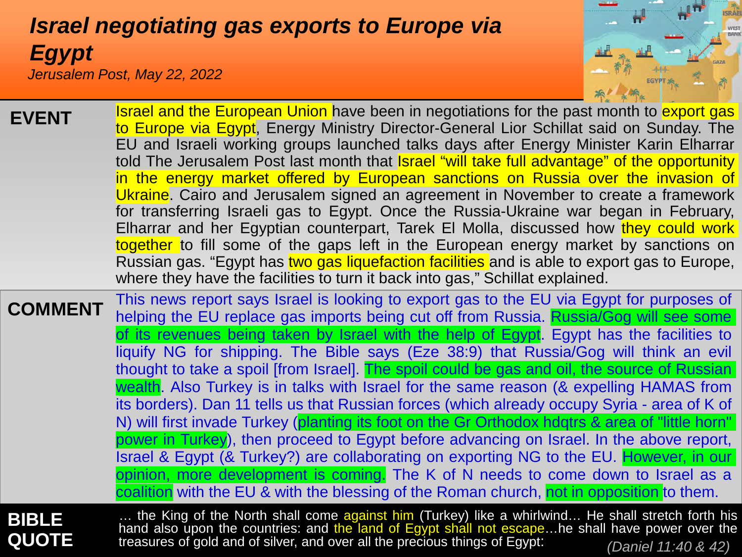# *Israel negotiating gas exports to Europe via Egypt*

*Jerusalem Post, May 22, 2022*

**EVENT**

Israel and the European Union have been in negotiations for the past month to export gas to Europe via Egypt, Energy Ministry Director-General Lior Schillat said on Sunday. The EU and Israeli working groups launched talks days after Energy Minister Karin Elharrar told The Jerusalem Post last month that Israel "will take full advantage" of the opportunity in the energy market offered by European sanctions on Russia over the invasion of Ukraine. Cairo and Jerusalem signed an agreement in November to create a framework for transferring Israeli gas to Egypt. Once the Russia-Ukraine war began in February, Elharrar and her Egyptian counterpart, Tarek El Molla, discussed how they could work together to fill some of the gaps left in the European energy market by sanctions on Russian gas. "Egypt has two gas liquefaction facilities and is able to export gas to Europe, where they have the facilities to turn it back into gas," Schillat explained.

**COMMENT**

This news report says Israel is looking to export gas to the EU via Egypt for purposes of helping the EU replace gas imports being cut off from Russia. Russia/Gog will see some of its revenues being taken by Israel with the help of Egypt. Egypt has the facilities to liquify NG for shipping. The Bible says (Eze 38:9) that Russia/Gog will think an evil thought to take a spoil [from Israel]. The spoil could be gas and oil, the source of Russian wealth. Also Turkey is in talks with Israel for the same reason (& expelling HAMAS from its borders). Dan 11 tells us that Russian forces (which already occupy Syria - area of K of N) will first invade Turkey (planting its foot on the Gr Orthodox hdqtrs & area of "little horn" power in Turkey), then proceed to Egypt before advancing on Israel. In the above report, Israel & Egypt (& Turkey?) are collaborating on exporting NG to the EU. However, in our opinion, more development is coming. The K of N needs to come down to Israel as a coalition with the EU & with the blessing of the Roman church, not in opposition to them.

**BIBLE QUOTE**

… the King of the North shall come against him (Turkey) like a whirlwind… He shall stretch forth his hand also upon the countries: and the land of Egypt shall not escape…he shall have power over the treasures of gold and of silver, and over all the precious things of Egypt:

*(Daniel 11:40 & 42)*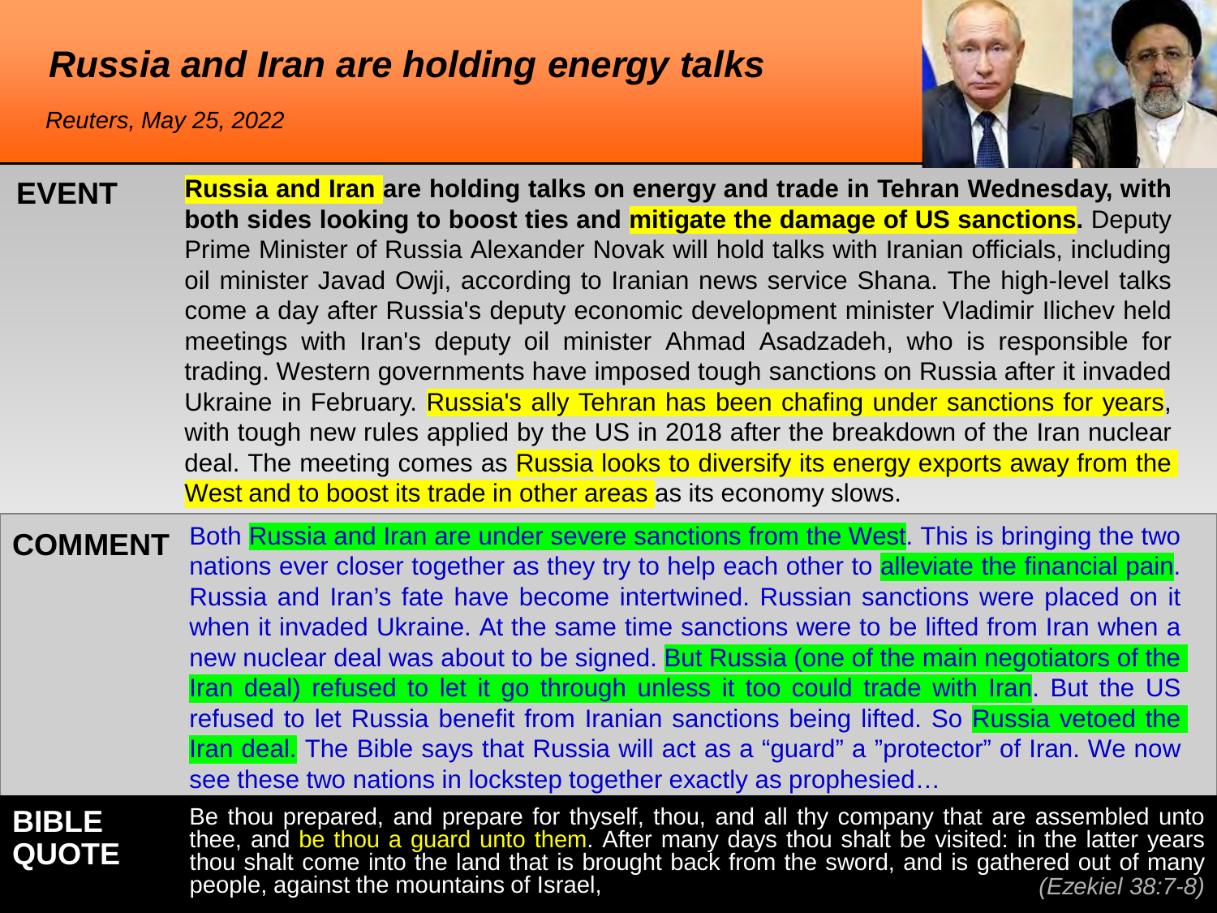# *Russia and Iran are holding energy talks*

*Reuters, May 25, 2022*

**EVENT**

**Russia and Iran are holding talks on energy and trade in Tehran Wednesday, with both sides looking to boost ties and mitigate the damage of US sanctions.** Deputy Prime Minister of Russia Alexander Novak will hold talks with Iranian officials, including oil minister Javad Owji, according to Iranian news service Shana. The high-level talks come a day after Russia's deputy economic development minister Vladimir Ilichev held meetings with Iran's deputy oil minister Ahmad Asadzadeh, who is responsible for trading. Western governments have imposed tough sanctions on Russia after it invaded Ukraine in February. Russia's ally Tehran has been chafing under sanctions for years, with tough new rules applied by the US in 2018 after the breakdown of the Iran nuclear deal. The meeting comes as Russia looks to diversify its energy exports away from the West and to boost its trade in other areas as its economy slows.

**COMMENT**

Both Russia and Iran are under severe sanctions from the West. This is bringing the two nations ever closer together as they try to help each other to alleviate the financial pain. Russia and Iran's fate have become intertwined. Russian sanctions were placed on it when it invaded Ukraine. At the same time sanctions were to be lifted from Iran when a new nuclear deal was about to be signed. But Russia (one of the main negotiators of the Iran deal) refused to let it go through unless it too could trade with Iran. But the US refused to let Russia benefit from Iranian sanctions being lifted. So Russia vetoed the Iran deal. The Bible says that Russia will act as a "guard" a "protector" of Iran. We now see these two nations in lockstep together exactly as prophesied…

**BIBLE QUOTE**

Be thou prepared, and prepare for thyself, thou, and all thy company that are assembled unto thee, and be thou a guard unto them. After many days thou shalt be visited: in the latter years thou shalt come into the land that is brought back from the sword, and is gathered out of many people, against the mountains of Israel, *(Ezekiel 38:7-8)*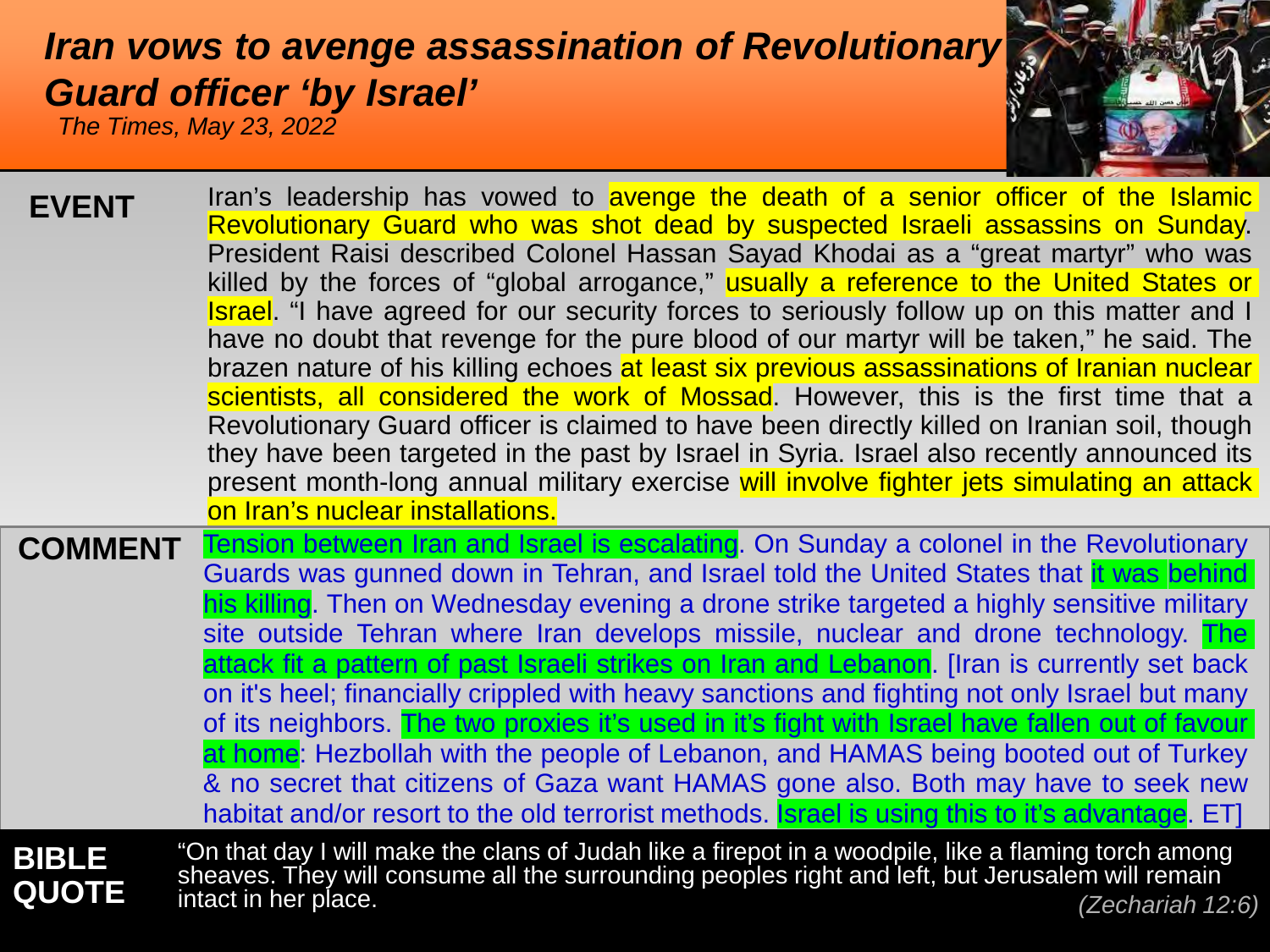# *Iran vows to avenge assassination of Revolutionary Guard officer 'by Israel'*

*The Times, May 23, 2022*

**EVENT**

Iran's leadership has vowed to avenge the death of a senior officer of the Islamic Revolutionary Guard who was shot dead by suspected Israeli assassins on Sunday. President Raisi described Colonel Hassan Sayad Khodai as a "great martyr" who was killed by the forces of "global arrogance," usually a reference to the United States or Israel. "I have agreed for our security forces to seriously follow up on this matter and I have no doubt that revenge for the pure blood of our martyr will be taken," he said. The brazen nature of his killing echoes at least six previous assassinations of Iranian nuclear scientists, all considered the work of Mossad. However, this is the first time that a Revolutionary Guard officer is claimed to have been directly killed on Iranian soil, though they have been targeted in the past by Israel in Syria. Israel also recently announced its present month-long annual military exercise will involve fighter jets simulating an attack on Iran's nuclear installations.

**COMMENT**

Tension between Iran and Israel is escalating. On Sunday a colonel in the Revolutionary Guards was gunned down in Tehran, and Israel told the United States that it was behind his killing. Then on Wednesday evening a drone strike targeted a highly sensitive military site outside Tehran where Iran develops missile, nuclear and drone technology. The attack fit a pattern of past Israeli strikes on Iran and Lebanon. [Iran is currently set back on it's heel; financially crippled with heavy sanctions and fighting not only Israel but many of its neighbors. The two proxies it's used in it's fight with Israel have fallen out of favour at home: Hezbollah with the people of Lebanon, and HAMAS being booted out of Turkey & no secret that citizens of Gaza want HAMAS gone also. Both may have to seek new habitat and/or resort to the old terrorist methods. Israel is using this to it's advantage. ET]

**BIBLE QUOTE**

"On that day I will make the clans of Judah like a firepot in a woodpile, like a flaming torch among sheaves. They will consume all the surrounding peoples right and left, but Jerusalem will remain intact in her place.

*(Zechariah 12:6)*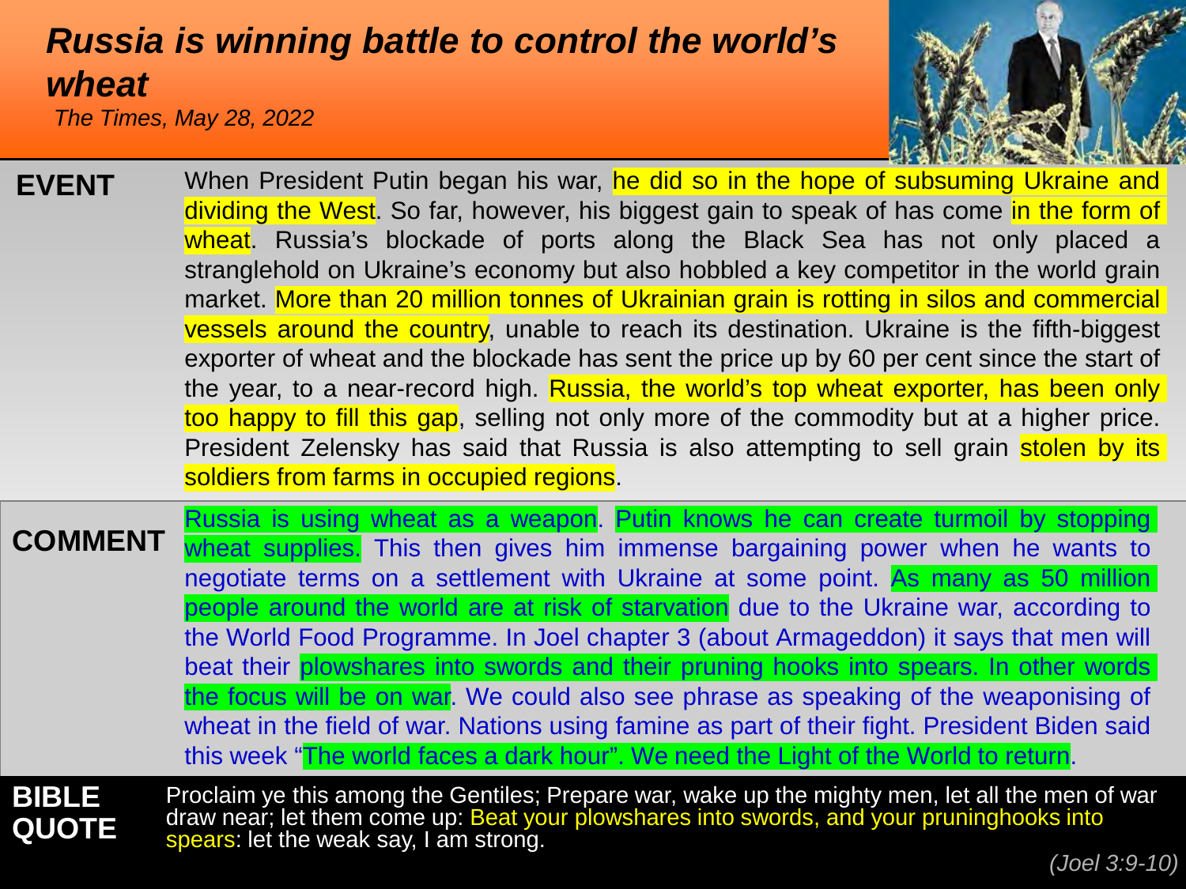# *Russia is winning battle to control the world's wheat*

*The Times, May 28, 2022*

**EVENT**

When President Putin began his war, he did so in the hope of subsuming Ukraine and dividing the West. So far, however, his biggest gain to speak of has come in the form of wheat. Russia's blockade of ports along the Black Sea has not only placed a stranglehold on Ukraine's economy but also hobbled a key competitor in the world grain market. More than 20 million tonnes of Ukrainian grain is rotting in silos and commercial vessels around the country, unable to reach its destination. Ukraine is the fifth-biggest exporter of wheat and the blockade has sent the price up by 60 per cent since the start of the year, to a near-record high. Russia, the world's top wheat exporter, has been only too happy to fill this gap, selling not only more of the commodity but at a higher price. President Zelensky has said that Russia is also attempting to sell grain stolen by its soldiers from farms in occupied regions.

**COMMENT**

Russia is using wheat as a weapon. Putin knows he can create turmoil by stopping wheat supplies. This then gives him immense bargaining power when he wants to negotiate terms on a settlement with Ukraine at some point. As many as 50 million people around the world are at risk of starvation due to the Ukraine war, according to the World Food Programme. In Joel chapter 3 (about Armageddon) it says that men will beat their plowshares into swords and their pruning hooks into spears. In other words the focus will be on war. We could also see phrase as speaking of the weaponising of wheat in the field of war. Nations using famine as part of their fight. President Biden said this week "The world faces a dark hour". We need the Light of the World to return.

**BIBLE QUOTE**

Proclaim ye this among the Gentiles; Prepare war, wake up the mighty men, let all the men of war draw near; let them come up: Beat your plowshares into swords, and your pruninghooks into spears: let the weak say, I am strong.

*(Joel 3:9-10)*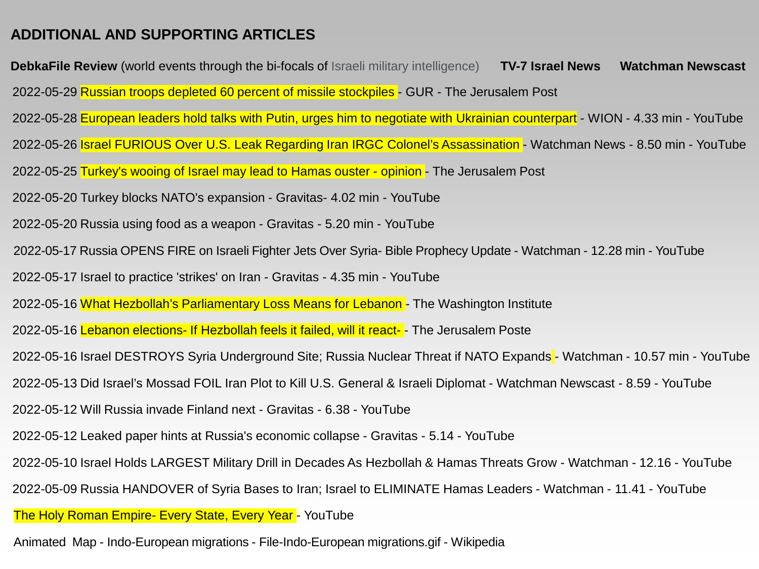## ADDITIONAL AND SUPPORTING ARTICLES

**DebkaFile Review** (world events through the bi-focals of Israeli military intelligence) **TV-7 Israel News** **Watchman Newscast**

2022-05-29 Russian troops depleted 60 percent of missile stockpiles - GUR - The Jerusalem Post

2022-05-28 European leaders hold talks with Putin, urges him to negotiate with Ukrainian counterpart - WION - 4.33 min - YouTube

2022-05-26 Israel FURIOUS Over U.S. Leak Regarding Iran IRGC Colonel's Assassination - Watchman News - 8.50 min - YouTube

2022-05-25 Turkey's wooing of Israel may lead to Hamas ouster - opinion - The Jerusalem Post

2022-05-20 Turkey blocks NATO's expansion - Gravitas- 4.02 min - YouTube

2022-05-20 Russia using food as a weapon - Gravitas - 5.20 min - YouTube

2022-05-17 Russia OPENS FIRE on Israeli Fighter Jets Over Syria- Bible Prophecy Update - Watchman - 12.28 min - YouTube

2022-05-17 Israel to practice 'strikes' on Iran - Gravitas - 4.35 min - YouTube

2022-05-16 What Hezbollah's Parliamentary Loss Means for Lebanon - The Washington Institute

2022-05-16 Lebanon elections- If Hezbollah feels it failed, will it react- - The Jerusalem Poste

2022-05-16 Israel DESTROYS Syria Underground Site; Russia Nuclear Threat if NATO Expands - Watchman - 10.57 min - YouTube

2022-05-13 Did Israel's Mossad FOIL Iran Plot to Kill U.S. General & Israeli Diplomat - Watchman Newscast - 8.59 - YouTube

2022-05-12 Will Russia invade Finland next - Gravitas - 6.38 - YouTube

2022-05-12 Leaked paper hints at Russia's economic collapse - Gravitas - 5.14 - YouTube

2022-05-10 Israel Holds LARGEST Military Drill in Decades As Hezbollah & Hamas Threats Grow - Watchman - 12.16 - YouTube

2022-05-09 Russia HANDOVER of Syria Bases to Iran; Israel to ELIMINATE Hamas Leaders - Watchman - 11.41 - YouTube

The Holy Roman Empire- Every State, Every Year - YouTube

Animated Map - Indo-European migrations - File-Indo-European migrations.gif - Wikipedia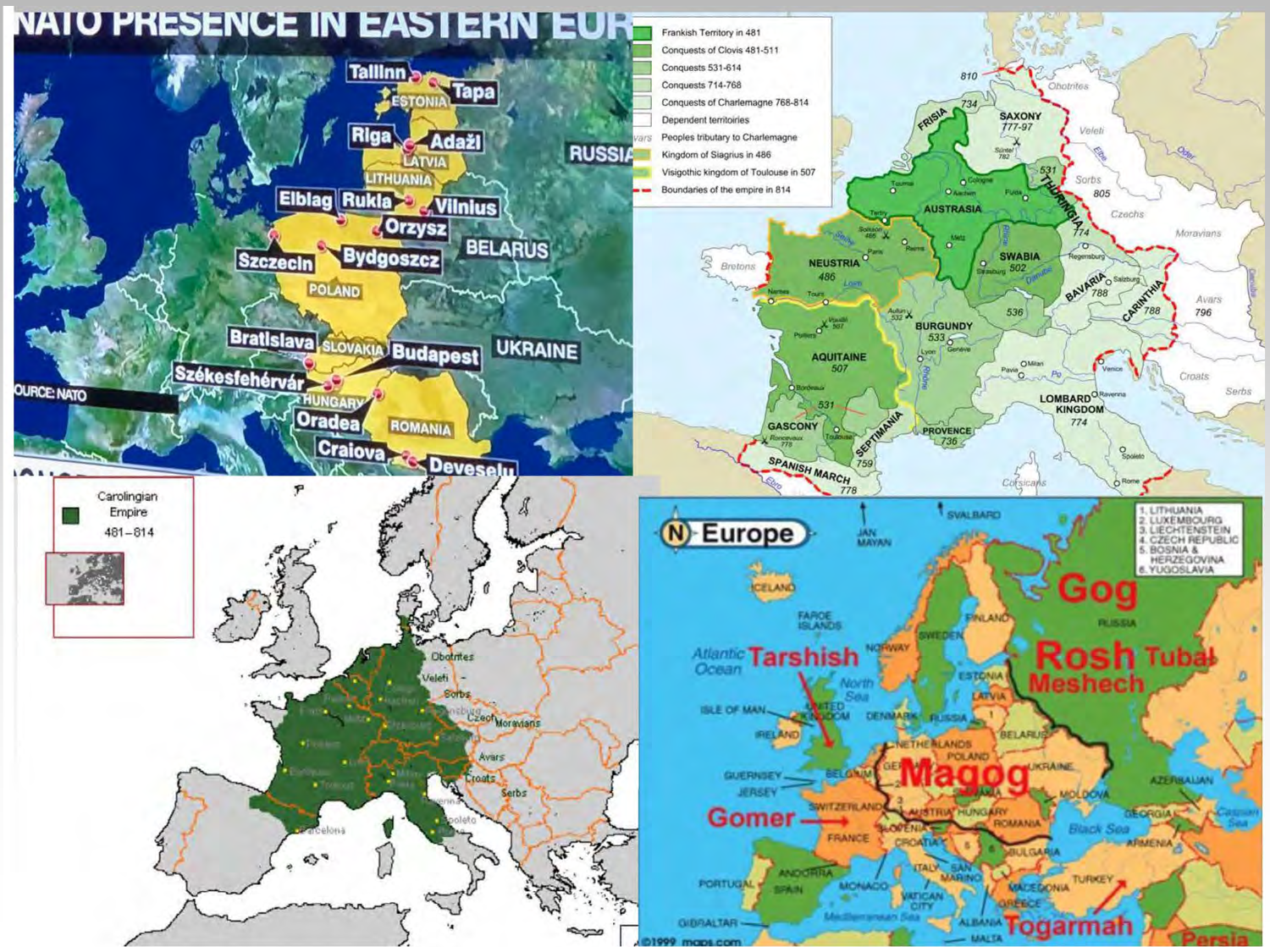# NATO PRESENCE IN EASTERN EUR

SOURCE: NATO

Tallinn, Tapa, ESTONIA, Riga, Adaži, LATVIA, LITHUANIA, Elblag, Rukla, Vilnius, Orzysz, Szczecin, Bydgoszcz, POLAND, BELARUS, RUSSIA, Bratislava, SLOVAKIA, Budapest, UKRAINE, Székesfehérvár, HUNGARY, Oradea, ROMANIA, Craiova, Deveselu

---

- Frankish Territory in 481
- Conquests of Clovis 481-511
- Conquests 531-614
- Conquests 714-768
- Conquests of Charlemagne 768-814
- Dependent territories
- Avars — Peoples tributary to Charlemagne
- Kingdom of Siagrius in 486
- Visigothic kingdom of Toulouse in 507
- Boundaries of the empire in 814

FRISIA 734, SAXONY 777-97, 810, Obotrites, Veleti, Sorbs 805, Czechs, Moravians, THURINGIA 531, AUSTRASIA, NEUSTRIA 486, Bretons, SWABIA 502, BAVARIA 788, CARINTHIA 788, Avars 796, BURGUNDY 533, AQUITAINE 507, 536, Croats, Serbs, LOMBARD KINGDOM 774, PROVENCE 736, SEPTIMANIA 759, GASCONY, SPANISH MARCH 778, Corsicans

---

Carolingian Empire

481–814

Obotrites, Veleti, Sorbs, Czechs, Moravians, Avars, Croats, Serbs, Barcelona

---

# Europe

1. LITHUANIA
2. LUXEMBOURG
3. LIECHTENSTEIN
4. CZECH REPUBLIC
5. BOSNIA & HERZEGOVINA
6. YUGOSLAVIA

Gog, Rosh, Tubal, Meshech, Tarshish, Magog, Gomer, Togarmah, Persia

©1999 maps.com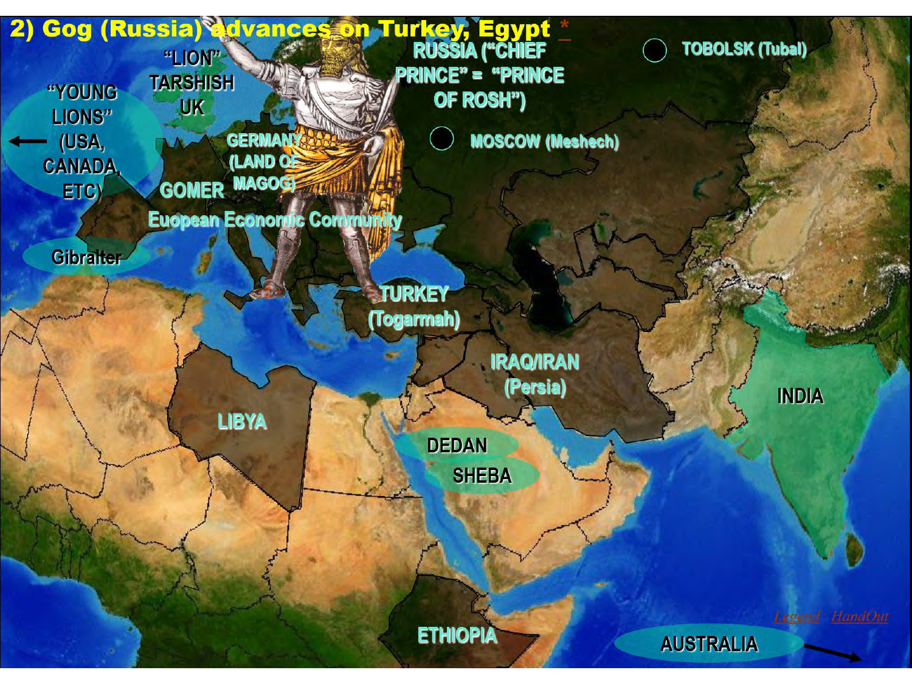# 2) Gog (Russia) advances on Turkey, Egypt *

"LION" TARSHISH UK

"YOUNG LIONS" (USA, CANADA, ETC)

RUSSIA ("CHIEF PRINCE" = "PRINCE OF ROSH")

TOBOLSK (Tubal)

MOSCOW (Meshech)

GERMANY (LAND OF MAGOG)

GOMER

Euopean Economic Community

Gibralter

TURKEY (Togarmah)

IRAQ/IRAN (Persia)

LIBYA

DEDAN

SHEBA

INDIA

ETHIOPIA

AUSTRALIA

Legend HandOut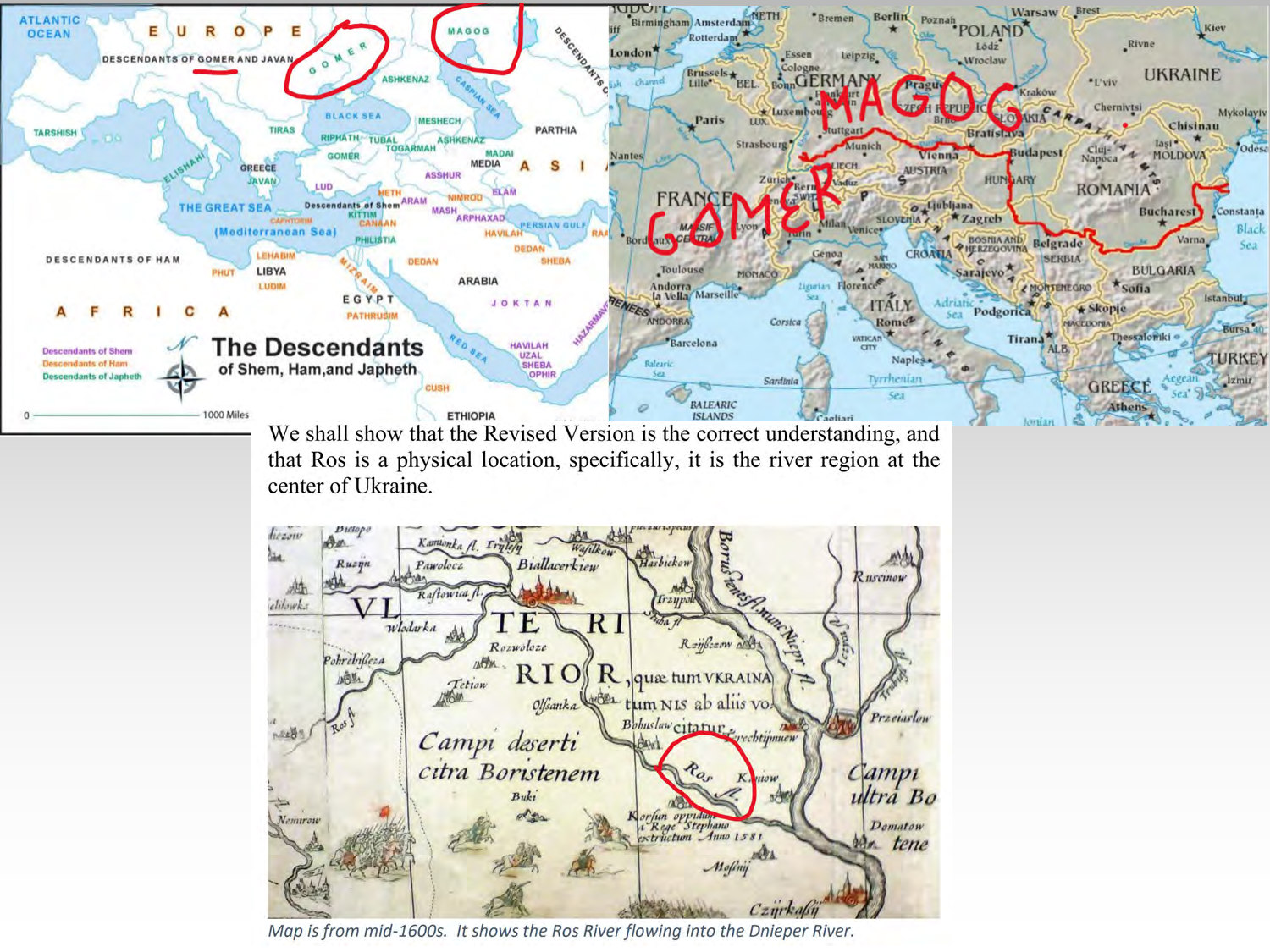We shall show that the Revised Version is the correct understanding, and that Ros is a physical location, specifically, it is the river region at the center of Ukraine.

*Map is from mid-1600s. It shows the Ros River flowing into the Dnieper River.*